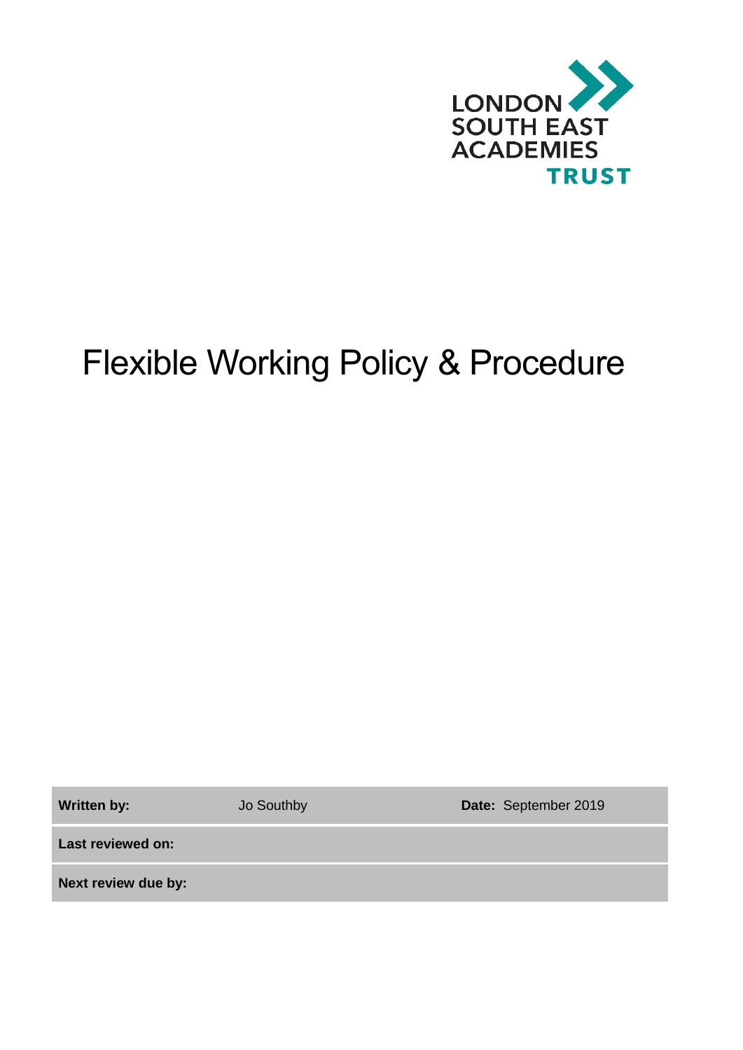LONDON SOUTH EAST ACADEMIES TRUST

# Flexible Working Policy & Procedure

| | | |
|---|---|---|
| **Written by:** | Jo Southby | **Date:** September 2019 |
| **Last reviewed on:** | | |
| **Next review due by:** | | |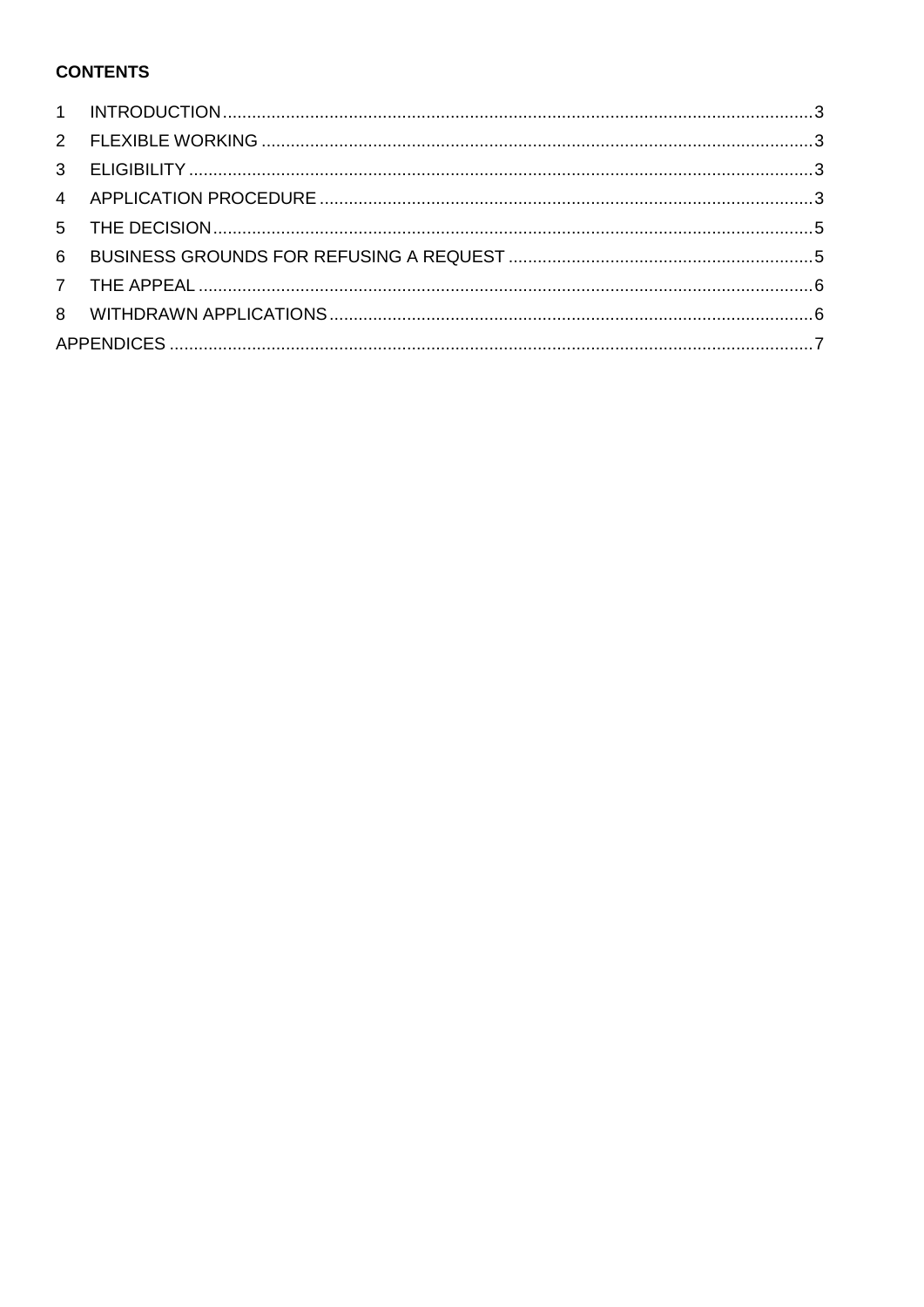**CONTENTS**

1 INTRODUCTION ........ 3
2 FLEXIBLE WORKING ........ 3
3 ELIGIBILITY ........ 3
4 APPLICATION PROCEDURE ........ 3
5 THE DECISION ........ 5
6 BUSINESS GROUNDS FOR REFUSING A REQUEST ........ 5
7 THE APPEAL ........ 6
8 WITHDRAWN APPLICATIONS ........ 6
APPENDICES ........ 7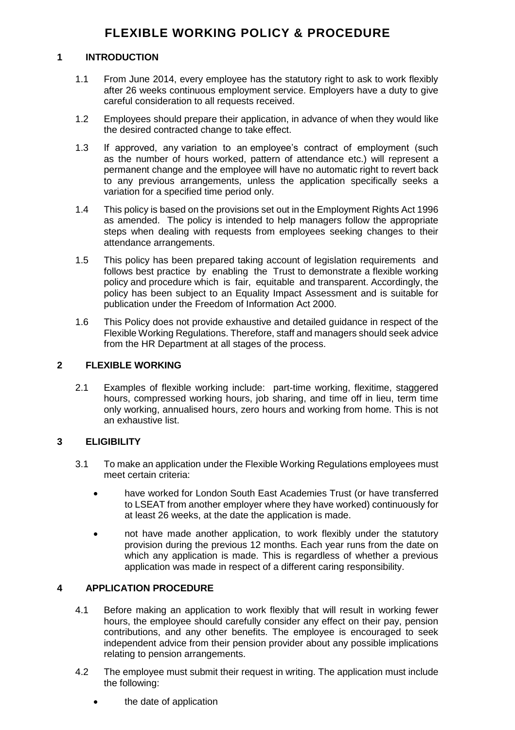# FLEXIBLE WORKING POLICY & PROCEDURE

## 1 INTRODUCTION

1.1 From June 2014, every employee has the statutory right to ask to work flexibly after 26 weeks continuous employment service. Employers have a duty to give careful consideration to all requests received.

1.2 Employees should prepare their application, in advance of when they would like the desired contracted change to take effect.

1.3 If approved, any variation to an employee's contract of employment (such as the number of hours worked, pattern of attendance etc.) will represent a permanent change and the employee will have no automatic right to revert back to any previous arrangements, unless the application specifically seeks a variation for a specified time period only.

1.4 This policy is based on the provisions set out in the Employment Rights Act 1996 as amended. The policy is intended to help managers follow the appropriate steps when dealing with requests from employees seeking changes to their attendance arrangements.

1.5 This policy has been prepared taking account of legislation requirements and follows best practice by enabling the Trust to demonstrate a flexible working policy and procedure which is fair, equitable and transparent. Accordingly, the policy has been subject to an Equality Impact Assessment and is suitable for publication under the Freedom of Information Act 2000.

1.6 This Policy does not provide exhaustive and detailed guidance in respect of the Flexible Working Regulations. Therefore, staff and managers should seek advice from the HR Department at all stages of the process.

## 2 FLEXIBLE WORKING

2.1 Examples of flexible working include: part-time working, flexitime, staggered hours, compressed working hours, job sharing, and time off in lieu, term time only working, annualised hours, zero hours and working from home. This is not an exhaustive list.

## 3 ELIGIBILITY

3.1 To make an application under the Flexible Working Regulations employees must meet certain criteria:

- have worked for London South East Academies Trust (or have transferred to LSEAT from another employer where they have worked) continuously for at least 26 weeks, at the date the application is made.
- not have made another application, to work flexibly under the statutory provision during the previous 12 months. Each year runs from the date on which any application is made. This is regardless of whether a previous application was made in respect of a different caring responsibility.

## 4 APPLICATION PROCEDURE

4.1 Before making an application to work flexibly that will result in working fewer hours, the employee should carefully consider any effect on their pay, pension contributions, and any other benefits. The employee is encouraged to seek independent advice from their pension provider about any possible implications relating to pension arrangements.

4.2 The employee must submit their request in writing. The application must include the following:

- the date of application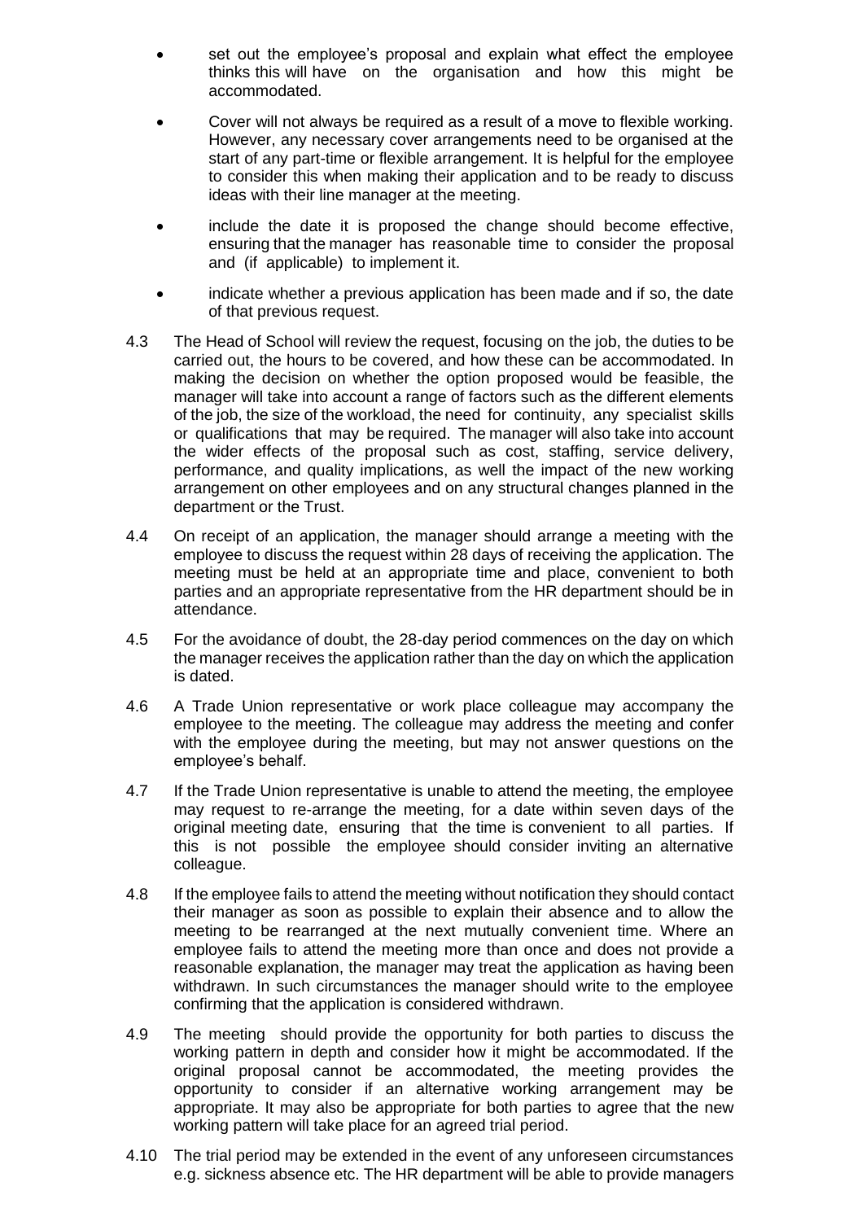- set out the employee's proposal and explain what effect the employee thinks this will have on the organisation and how this might be accommodated.
- Cover will not always be required as a result of a move to flexible working. However, any necessary cover arrangements need to be organised at the start of any part-time or flexible arrangement. It is helpful for the employee to consider this when making their application and to be ready to discuss ideas with their line manager at the meeting.
- include the date it is proposed the change should become effective, ensuring that the manager has reasonable time to consider the proposal and (if applicable) to implement it.
- indicate whether a previous application has been made and if so, the date of that previous request.

4.3 The Head of School will review the request, focusing on the job, the duties to be carried out, the hours to be covered, and how these can be accommodated. In making the decision on whether the option proposed would be feasible, the manager will take into account a range of factors such as the different elements of the job, the size of the workload, the need for continuity, any specialist skills or qualifications that may be required. The manager will also take into account the wider effects of the proposal such as cost, staffing, service delivery, performance, and quality implications, as well the impact of the new working arrangement on other employees and on any structural changes planned in the department or the Trust.

4.4 On receipt of an application, the manager should arrange a meeting with the employee to discuss the request within 28 days of receiving the application. The meeting must be held at an appropriate time and place, convenient to both parties and an appropriate representative from the HR department should be in attendance.

4.5 For the avoidance of doubt, the 28-day period commences on the day on which the manager receives the application rather than the day on which the application is dated.

4.6 A Trade Union representative or work place colleague may accompany the employee to the meeting. The colleague may address the meeting and confer with the employee during the meeting, but may not answer questions on the employee's behalf.

4.7 If the Trade Union representative is unable to attend the meeting, the employee may request to re-arrange the meeting, for a date within seven days of the original meeting date, ensuring that the time is convenient to all parties. If this is not possible the employee should consider inviting an alternative colleague.

4.8 If the employee fails to attend the meeting without notification they should contact their manager as soon as possible to explain their absence and to allow the meeting to be rearranged at the next mutually convenient time. Where an employee fails to attend the meeting more than once and does not provide a reasonable explanation, the manager may treat the application as having been withdrawn. In such circumstances the manager should write to the employee confirming that the application is considered withdrawn.

4.9 The meeting should provide the opportunity for both parties to discuss the working pattern in depth and consider how it might be accommodated. If the original proposal cannot be accommodated, the meeting provides the opportunity to consider if an alternative working arrangement may be appropriate. It may also be appropriate for both parties to agree that the new working pattern will take place for an agreed trial period.

4.10 The trial period may be extended in the event of any unforeseen circumstances e.g. sickness absence etc. The HR department will be able to provide managers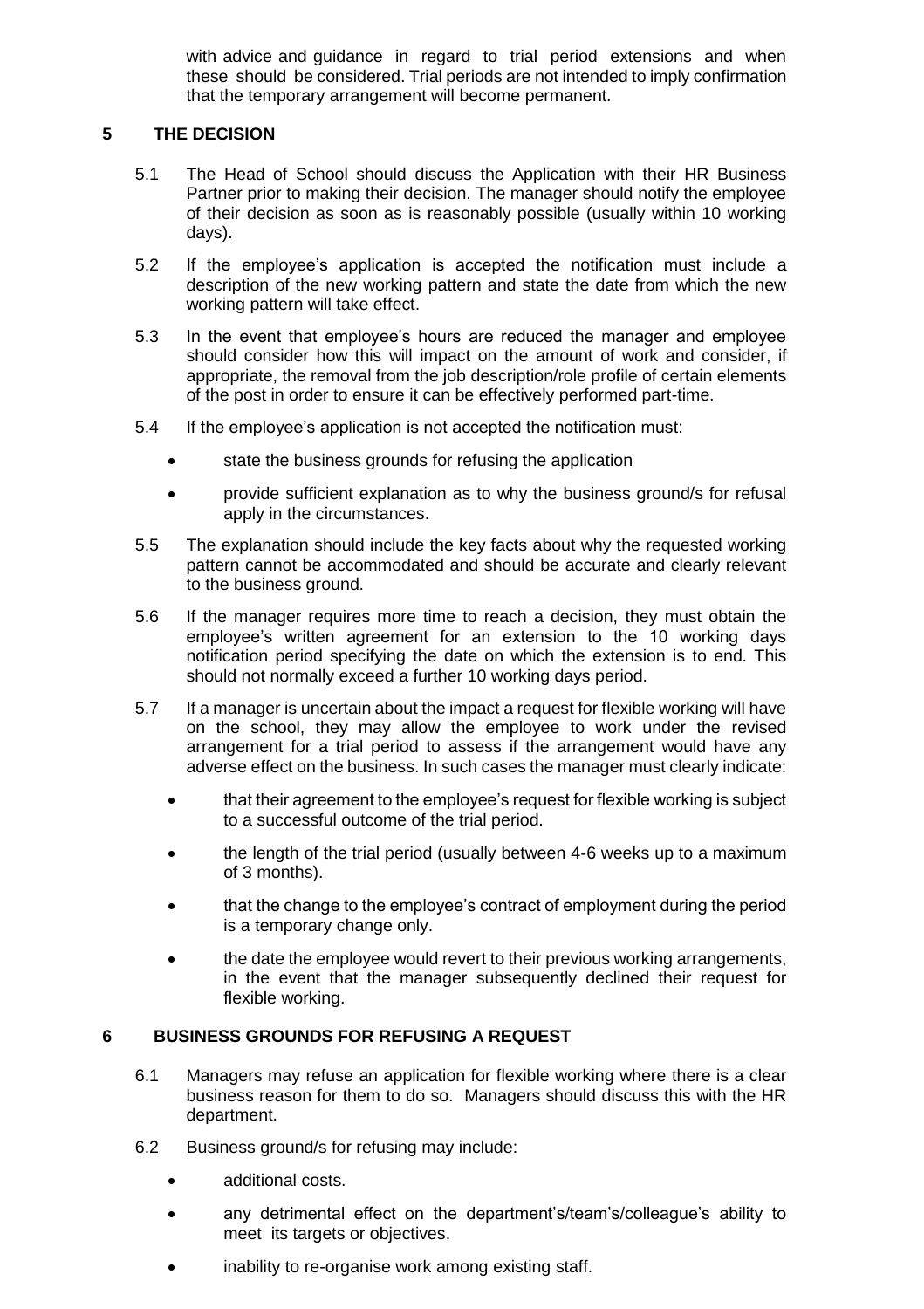with advice and guidance in regard to trial period extensions and when these should be considered. Trial periods are not intended to imply confirmation that the temporary arrangement will become permanent.

## 5 THE DECISION

5.1 The Head of School should discuss the Application with their HR Business Partner prior to making their decision. The manager should notify the employee of their decision as soon as is reasonably possible (usually within 10 working days).

5.2 If the employee's application is accepted the notification must include a description of the new working pattern and state the date from which the new working pattern will take effect.

5.3 In the event that employee's hours are reduced the manager and employee should consider how this will impact on the amount of work and consider, if appropriate, the removal from the job description/role profile of certain elements of the post in order to ensure it can be effectively performed part-time.

5.4 If the employee's application is not accepted the notification must:

- state the business grounds for refusing the application
- provide sufficient explanation as to why the business ground/s for refusal apply in the circumstances.

5.5 The explanation should include the key facts about why the requested working pattern cannot be accommodated and should be accurate and clearly relevant to the business ground.

5.6 If the manager requires more time to reach a decision, they must obtain the employee's written agreement for an extension to the 10 working days notification period specifying the date on which the extension is to end. This should not normally exceed a further 10 working days period.

5.7 If a manager is uncertain about the impact a request for flexible working will have on the school, they may allow the employee to work under the revised arrangement for a trial period to assess if the arrangement would have any adverse effect on the business. In such cases the manager must clearly indicate:

- that their agreement to the employee's request for flexible working is subject to a successful outcome of the trial period.
- the length of the trial period (usually between 4-6 weeks up to a maximum of 3 months).
- that the change to the employee's contract of employment during the period is a temporary change only.
- the date the employee would revert to their previous working arrangements, in the event that the manager subsequently declined their request for flexible working.

## 6 BUSINESS GROUNDS FOR REFUSING A REQUEST

6.1 Managers may refuse an application for flexible working where there is a clear business reason for them to do so. Managers should discuss this with the HR department.

6.2 Business ground/s for refusing may include:

- additional costs.
- any detrimental effect on the department's/team's/colleague's ability to meet its targets or objectives.
- inability to re-organise work among existing staff.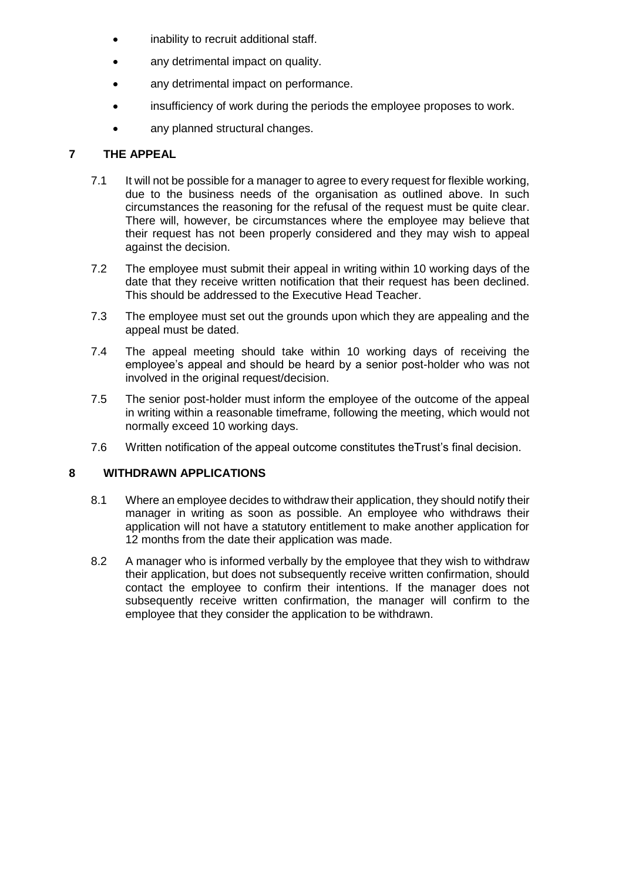- inability to recruit additional staff.
- any detrimental impact on quality.
- any detrimental impact on performance.
- insufficiency of work during the periods the employee proposes to work.
- any planned structural changes.

## 7 THE APPEAL

7.1 It will not be possible for a manager to agree to every request for flexible working, due to the business needs of the organisation as outlined above. In such circumstances the reasoning for the refusal of the request must be quite clear. There will, however, be circumstances where the employee may believe that their request has not been properly considered and they may wish to appeal against the decision.

7.2 The employee must submit their appeal in writing within 10 working days of the date that they receive written notification that their request has been declined. This should be addressed to the Executive Head Teacher.

7.3 The employee must set out the grounds upon which they are appealing and the appeal must be dated.

7.4 The appeal meeting should take within 10 working days of receiving the employee's appeal and should be heard by a senior post-holder who was not involved in the original request/decision.

7.5 The senior post-holder must inform the employee of the outcome of the appeal in writing within a reasonable timeframe, following the meeting, which would not normally exceed 10 working days.

7.6 Written notification of the appeal outcome constitutes theTrust's final decision.

## 8 WITHDRAWN APPLICATIONS

8.1 Where an employee decides to withdraw their application, they should notify their manager in writing as soon as possible. An employee who withdraws their application will not have a statutory entitlement to make another application for 12 months from the date their application was made.

8.2 A manager who is informed verbally by the employee that they wish to withdraw their application, but does not subsequently receive written confirmation, should contact the employee to confirm their intentions. If the manager does not subsequently receive written confirmation, the manager will confirm to the employee that they consider the application to be withdrawn.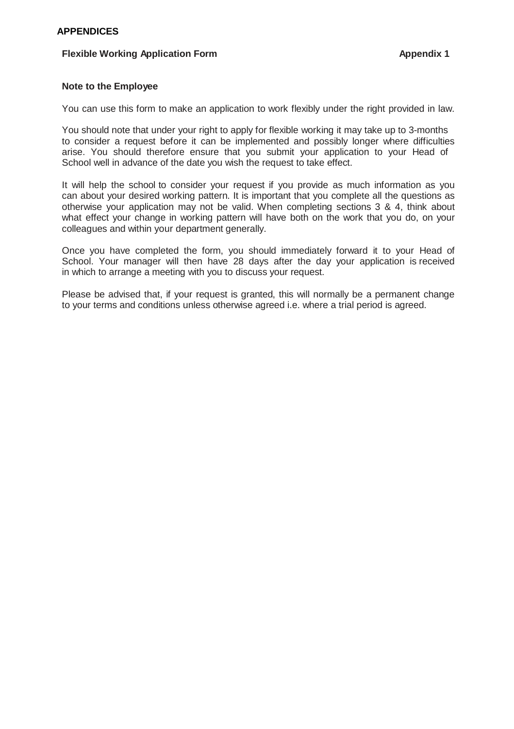## APPENDICES

### Flexible Working Application Form — Appendix 1

**Note to the Employee**

You can use this form to make an application to work flexibly under the right provided in law.

You should note that under your right to apply for flexible working it may take up to 3-months to consider a request before it can be implemented and possibly longer where difficulties arise. You should therefore ensure that you submit your application to your Head of School well in advance of the date you wish the request to take effect.

It will help the school to consider your request if you provide as much information as you can about your desired working pattern. It is important that you complete all the questions as otherwise your application may not be valid. When completing sections 3 & 4, think about what effect your change in working pattern will have both on the work that you do, on your colleagues and within your department generally.

Once you have completed the form, you should immediately forward it to your Head of School. Your manager will then have 28 days after the day your application is received in which to arrange a meeting with you to discuss your request.

Please be advised that, if your request is granted, this will normally be a permanent change to your terms and conditions unless otherwise agreed i.e. where a trial period is agreed.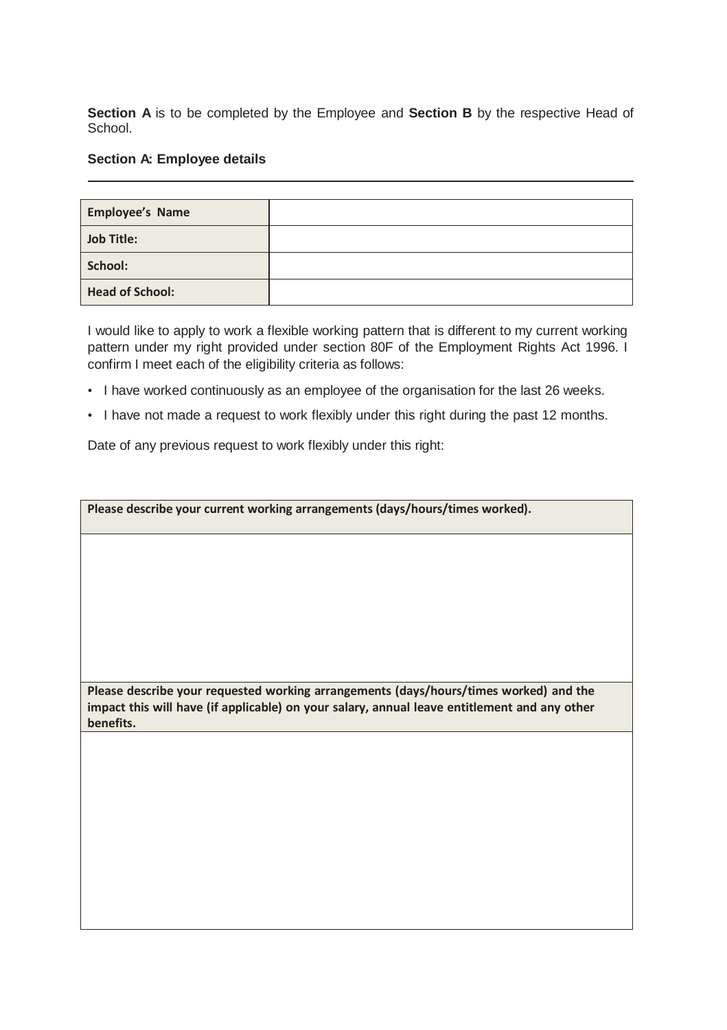**Section A** is to be completed by the Employee and **Section B** by the respective Head of School.

**Section A: Employee details**

---

| **Employee's Name** | |
|---|---|
| **Job Title:** | |
| **School:** | |
| **Head of School:** | |

I would like to apply to work a flexible working pattern that is different to my current working pattern under my right provided under section 80F of the Employment Rights Act 1996. I confirm I meet each of the eligibility criteria as follows:

- I have worked continuously as an employee of the organisation for the last 26 weeks.
- I have not made a request to work flexibly under this right during the past 12 months.

Date of any previous request to work flexibly under this right:

| **Please describe your current working arrangements (days/hours/times worked).** |
|---|
| |
| **Please describe your requested working arrangements (days/hours/times worked) and the impact this will have (if applicable) on your salary, annual leave entitlement and any other benefits.** |
| |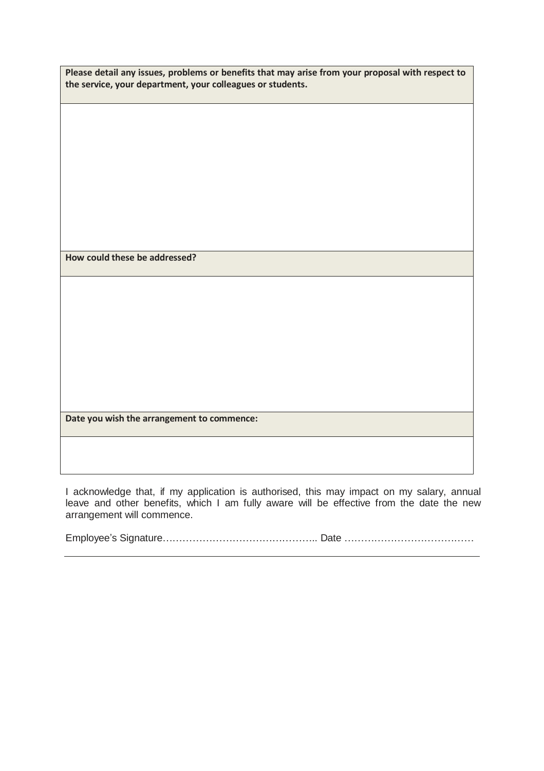| **Please detail any issues, problems or benefits that may arise from your proposal with respect to the service, your department, your colleagues or students.** |
| --- |
| |
| **How could these be addressed?** |
| |
| **Date you wish the arrangement to commence:** |
| |

I acknowledge that, if my application is authorised, this may impact on my salary, annual leave and other benefits, which I am fully aware will be effective from the date the new arrangement will commence.

Employee's Signature……………………………………….. Date …………………………………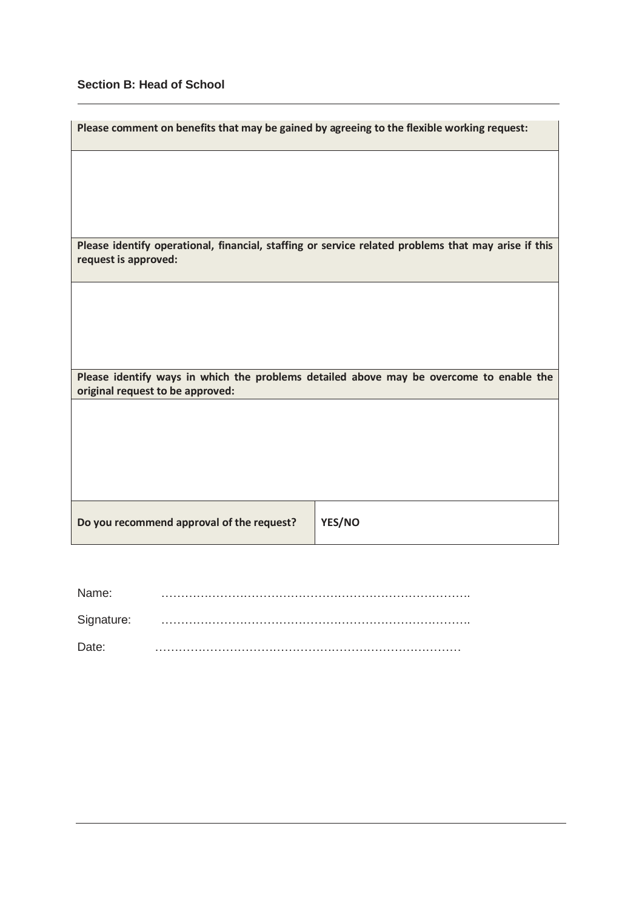### Section B: Head of School

| Please comment on benefits that may be gained by agreeing to the flexible working request: | |
|---|---|
| | |
| **Please identify operational, financial, staffing or service related problems that may arise if this request is approved:** | |
| | |
| **Please identify ways in which the problems detailed above may be overcome to enable the original request to be approved:** | |
| | |
| **Do you recommend approval of the request?** | **YES/NO** |

Name: …………………………………………………………………….

Signature: …………………………………………………………………….

Date: ……………………………………………………………………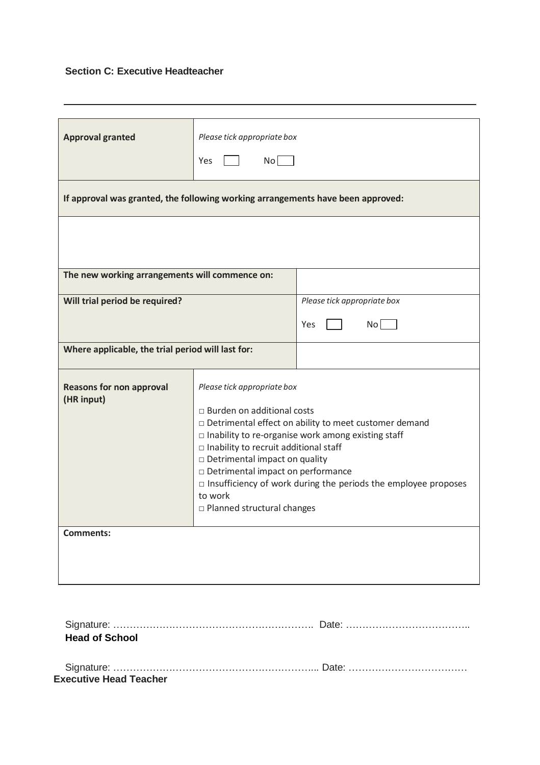### Section C: Executive Headteacher

---

| **Approval granted** | *Please tick appropriate box*<br><br>Yes ☐ No ☐ | |
|---|---|---|
| **If approval was granted, the following working arrangements have been approved:** | | |
| | | |
| **The new working arrangements will commence on:** | | |
| **Will trial period be required?** | | *Please tick appropriate box*<br><br>Yes ☐ No ☐ |
| **Where applicable, the trial period will last for:** | | |
| **Reasons for non approval (HR input)** | *Please tick appropriate box*<br><br>□ Burden on additional costs<br>□ Detrimental effect on ability to meet customer demand<br>□ Inability to re-organise work among existing staff<br>□ Inability to recruit additional staff<br>□ Detrimental impact on quality<br>□ Detrimental impact on performance<br>□ Insufficiency of work during the periods the employee proposes to work<br>□ Planned structural changes | |
| **Comments:** | | |

Signature: …………………………………………………. Date: ………………………………..
**Head of School**

Signature: …………………………………………………... Date: ………………………………
**Executive Head Teacher**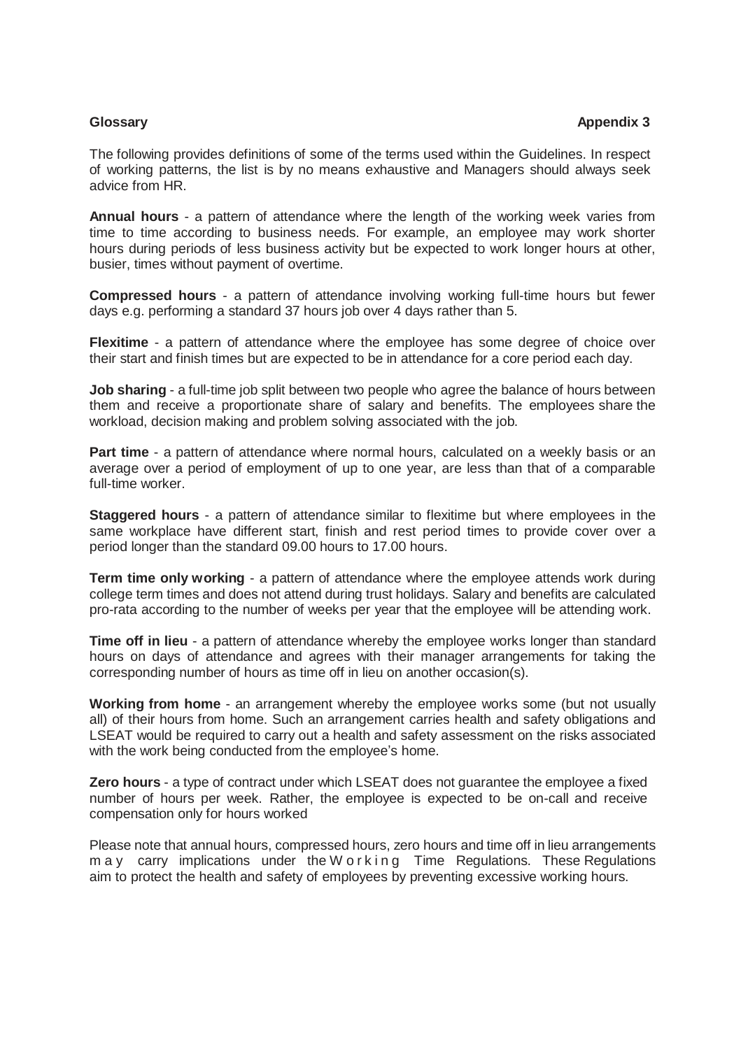**Glossary** **Appendix 3**

The following provides definitions of some of the terms used within the Guidelines. In respect of working patterns, the list is by no means exhaustive and Managers should always seek advice from HR.

**Annual hours** - a pattern of attendance where the length of the working week varies from time to time according to business needs. For example, an employee may work shorter hours during periods of less business activity but be expected to work longer hours at other, busier, times without payment of overtime.

**Compressed hours** - a pattern of attendance involving working full-time hours but fewer days e.g. performing a standard 37 hours job over 4 days rather than 5.

**Flexitime** - a pattern of attendance where the employee has some degree of choice over their start and finish times but are expected to be in attendance for a core period each day.

**Job sharing** - a full-time job split between two people who agree the balance of hours between them and receive a proportionate share of salary and benefits. The employees share the workload, decision making and problem solving associated with the job.

**Part time** - a pattern of attendance where normal hours, calculated on a weekly basis or an average over a period of employment of up to one year, are less than that of a comparable full-time worker.

**Staggered hours** - a pattern of attendance similar to flexitime but where employees in the same workplace have different start, finish and rest period times to provide cover over a period longer than the standard 09.00 hours to 17.00 hours.

**Term time only working** - a pattern of attendance where the employee attends work during college term times and does not attend during trust holidays. Salary and benefits are calculated pro-rata according to the number of weeks per year that the employee will be attending work.

**Time off in lieu** - a pattern of attendance whereby the employee works longer than standard hours on days of attendance and agrees with their manager arrangements for taking the corresponding number of hours as time off in lieu on another occasion(s).

**Working from home** - an arrangement whereby the employee works some (but not usually all) of their hours from home. Such an arrangement carries health and safety obligations and LSEAT would be required to carry out a health and safety assessment on the risks associated with the work being conducted from the employee's home.

**Zero hours** - a type of contract under which LSEAT does not guarantee the employee a fixed number of hours per week. Rather, the employee is expected to be on-call and receive compensation only for hours worked

Please note that annual hours, compressed hours, zero hours and time off in lieu arrangements may carry implications under the Working Time Regulations. These Regulations aim to protect the health and safety of employees by preventing excessive working hours.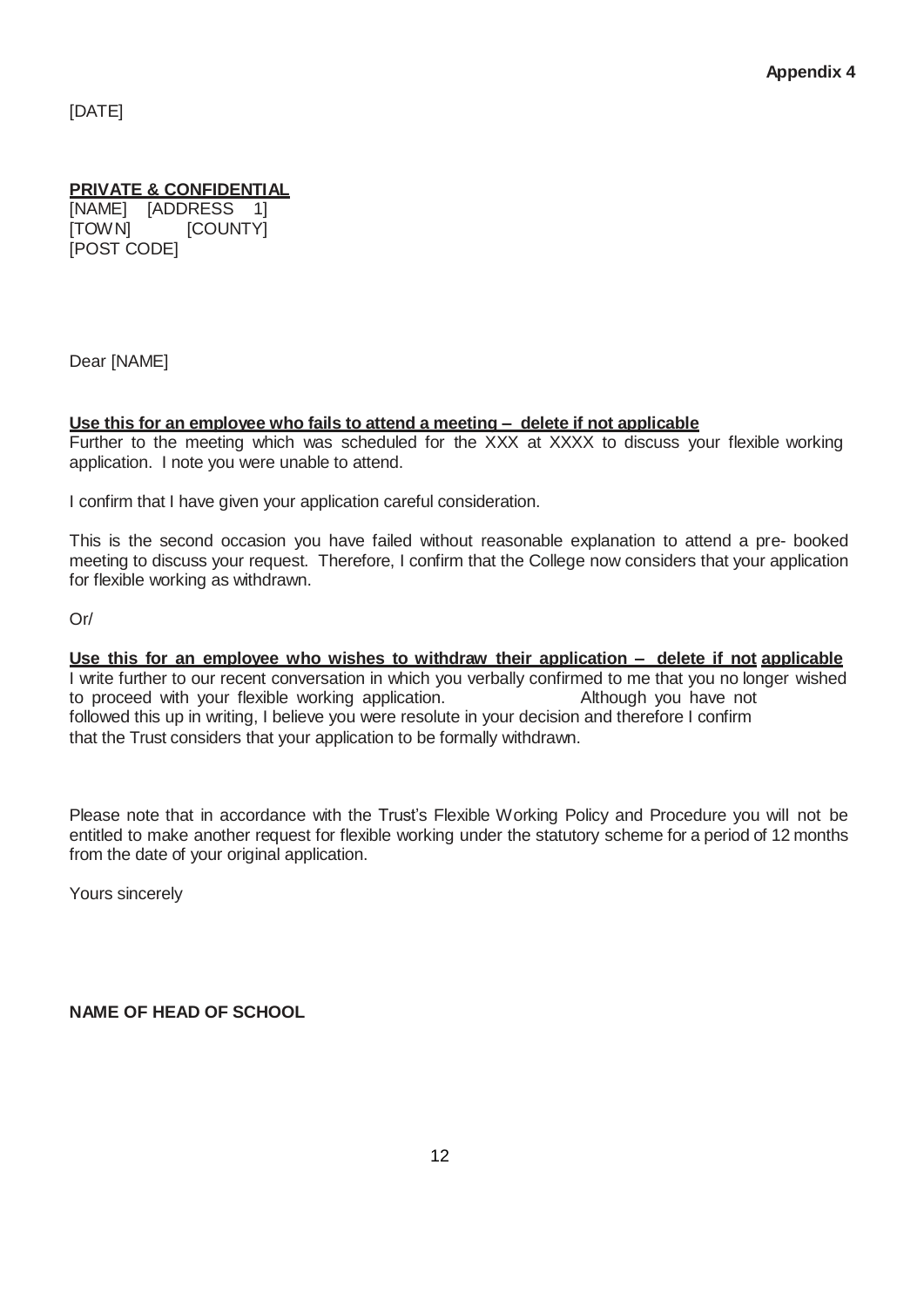**Appendix 4**

[DATE]

**PRIVATE & CONFIDENTIAL**
[NAME] [ADDRESS 1]
[TOWN] [COUNTY]
[POST CODE]

Dear [NAME]

**Use this for an employee who fails to attend a meeting – delete if not applicable**
Further to the meeting which was scheduled for the XXX at XXXX to discuss your flexible working application. I note you were unable to attend.

I confirm that I have given your application careful consideration.

This is the second occasion you have failed without reasonable explanation to attend a pre- booked meeting to discuss your request. Therefore, I confirm that the College now considers that your application for flexible working as withdrawn.

Or/

**Use this for an employee who wishes to withdraw their application – delete if not applicable**
I write further to our recent conversation in which you verbally confirmed to me that you no longer wished to proceed with your flexible working application. Although you have not followed this up in writing, I believe you were resolute in your decision and therefore I confirm that the Trust considers that your application to be formally withdrawn.

Please note that in accordance with the Trust's Flexible Working Policy and Procedure you will not be entitled to make another request for flexible working under the statutory scheme for a period of 12 months from the date of your original application.

Yours sincerely

**NAME OF HEAD OF SCHOOL**